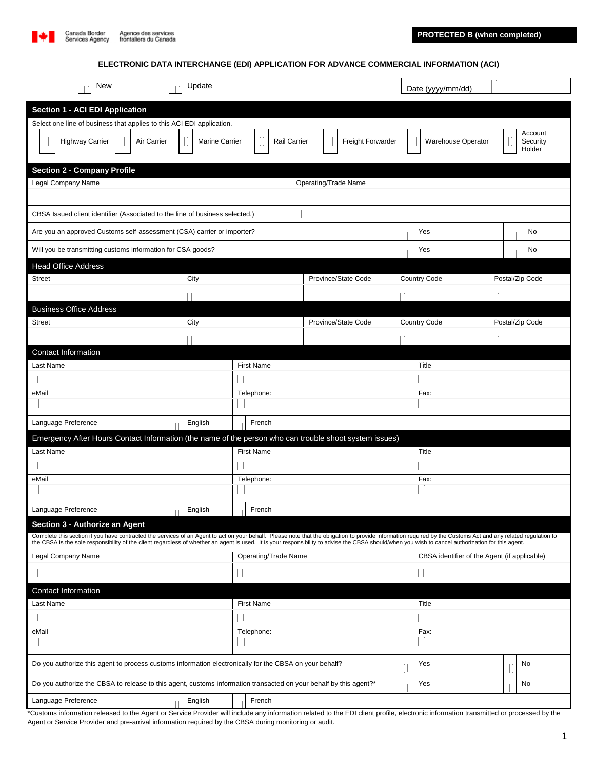Canada Border Services Agency / Agence des services frontaliers du Canada

**PROTECTED B (when completed)**

# ELECTRONIC DATA INTERCHANGE (EDI) APPLICATION FOR ADVANCE COMMERCIAL INFORMATION (ACI)

[ ] New [ ] Update

Date (yyyy/mm/dd) [ ]

## Section 1 - ACI EDI Application

Select one line of business that applies to this ACI EDI application.

[ ] Highway Carrier [ ] Air Carrier [ ] Marine Carrier [ ] Rail Carrier [ ] Freight Forwarder [ ] Warehouse Operator [ ] Account Security Holder

## Section 2 - Company Profile

| Legal Company Name | Operating/Trade Name |
|---|---|
| | |

CBSA Issued client identifier (Associated to the line of business selected.) [ ]

Are you an approved Customs self-assessment (CSA) carrier or importer? [ ] Yes [ ] No

Will you be transmitting customs information for CSA goods? [ ] Yes [ ] No

### Head Office Address

| Street | City | Province/State Code | Country Code | Postal/Zip Code |
|---|---|---|---|---|
| | | | | |

### Business Office Address

| Street | City | Province/State Code | Country Code | Postal/Zip Code |
|---|---|---|---|---|
| | | | | |

### Contact Information

| Last Name | First Name | Title |
|---|---|---|
| | | |
| **eMail** | **Telephone:** | **Fax:** |
| | | |

Language Preference [ ] English [ ] French

### Emergency After Hours Contact Information (the name of the person who can trouble shoot system issues)

| Last Name | First Name | Title |
|---|---|---|
| | | |
| **eMail** | **Telephone:** | **Fax:** |
| | | |

Language Preference [ ] English [ ] French

## Section 3 - Authorize an Agent

Complete this section if you have contracted the services of an Agent to act on your behalf. Please note that the obligation to provide information required by the Customs Act and any related regulation to the CBSA is the sole responsibility of the client regardless of whether an agent is used. It is your responsibility to advise the CBSA should/when you wish to cancel authorization for this agent.

| Legal Company Name | Operating/Trade Name | CBSA identifier of the Agent (if applicable) |
|---|---|---|
| | | |

### Contact Information

| Last Name | First Name | Title |
|---|---|---|
| | | |
| **eMail** | **Telephone:** | **Fax:** |
| | | |

Do you authorize this agent to process customs information electronically for the CBSA on your behalf? [ ] Yes [ ] No

Do you authorize the CBSA to release to this agent, customs information transacted on your behalf by this agent?* [ ] Yes [ ] No

Language Preference [ ] English [ ] French

*Customs information released to the Agent or Service Provider will include any information related to the EDI client profile, electronic information transmitted or processed by the Agent or Service Provider and pre-arrival information required by the CBSA during monitoring or audit.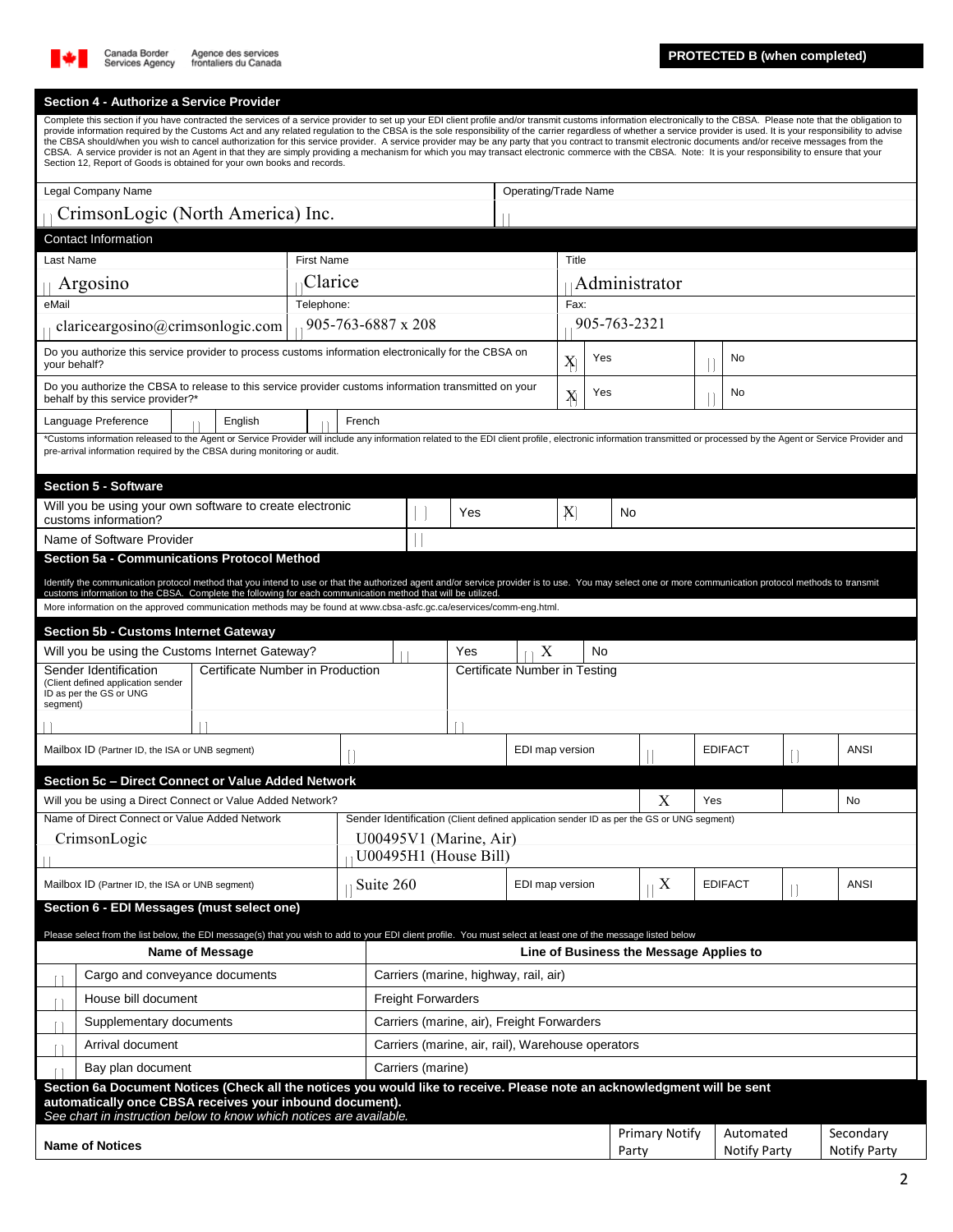Canada Border Services Agency / Agence des services frontaliers du Canada

**PROTECTED B (when completed)**

## Section 4 - Authorize a Service Provider

Complete this section if you have contracted the services of a service provider to set up your EDI client profile and/or transmit customs information electronically to the CBSA. Please note that the obligation to provide information required by the Customs Act and any related regulation to the CBSA is the sole responsibility of the carrier regardless of whether a service provider is used. It is your responsibility to advise the CBSA should/when you wish to cancel authorization for this service provider. A service provider may be any party that you contract to transmit electronic documents and/or receive messages from the CBSA. A service provider is not an Agent in that they are simply providing a mechanism for which you may transact electronic commerce with the CBSA. Note: It is your responsibility to ensure that your Section 12, Report of Goods is obtained for your own books and records.

| Legal Company Name | Operating/Trade Name |
|---|---|
| CrimsonLogic (North America) Inc. | |

**Contact Information**

| Last Name | First Name | Title |
|---|---|---|
| Argosino | Clarice | Administrator |
| **eMail** | **Telephone:** | **Fax:** |
| clariceargosino@crimsonlogic.com | 905-763-6887 x 208 | 905-763-2321 |

| | | |
|---|---|---|
| Do you authorize this service provider to process customs information electronically for the CBSA on your behalf? | [X] Yes | [ ] No |
| Do you authorize the CBSA to release to this service provider customs information transmitted on your behalf by this service provider?* | [X] Yes | [ ] No |
| Language Preference | [ ] English | [ ] French |

*Customs information released to the Agent or Service Provider will include any information related to the EDI client profile, electronic information transmitted or processed by the Agent or Service Provider and pre-arrival information required by the CBSA during monitoring or audit.

## Section 5 - Software

| | | |
|---|---|---|
| Will you be using your own software to create electronic customs information? | [ ] Yes | [X] No |
| Name of Software Provider | | |

## Section 5a - Communications Protocol Method

Identify the communication protocol method that you intend to use or that the authorized agent and/or service provider is to use. You may select one or more communication protocol methods to transmit customs information to the CBSA. Complete the following for each communication method that will be utilized.

More information on the approved communication methods may be found at www.cbsa-asfc.gc.ca/eservices/comm-eng.html.

## Section 5b - Customs Internet Gateway

| | | |
|---|---|---|
| Will you be using the Customs Internet Gateway? | [ ] Yes | [X] No |

| Sender Identification (Client defined application sender ID as per the GS or UNG segment) | Certificate Number in Production | Certificate Number in Testing |
|---|---|---|
| | | |

| Mailbox ID (Partner ID, the ISA or UNB segment) | | EDI map version | [ ] EDIFACT | [ ] ANSI |
|---|---|---|---|---|

## Section 5c – Direct Connect or Value Added Network

| | | |
|---|---|---|
| Will you be using a Direct Connect or Value Added Network? | [X] Yes | [ ] No |

| Name of Direct Connect or Value Added Network | Sender Identification (Client defined application sender ID as per the GS or UNG segment) |
|---|---|
| CrimsonLogic | U00495V1 (Marine, Air)<br>U00495H1 (House Bill) |

| Mailbox ID (Partner ID, the ISA or UNB segment) | Suite 260 | EDI map version | [X] EDIFACT | [ ] ANSI |
|---|---|---|---|---|

## Section 6 - EDI Messages (must select one)

Please select from the list below, the EDI message(s) that you wish to add to your EDI client profile. You must select at least one of the message listed below

| | Name of Message | Line of Business the Message Applies to |
|---|---|---|
| [ ] | Cargo and conveyance documents | Carriers (marine, highway, rail, air) |
| [ ] | House bill document | Freight Forwarders |
| [ ] | Supplementary documents | Carriers (marine, air), Freight Forwarders |
| [ ] | Arrival document | Carriers (marine, air, rail), Warehouse operators |
| [ ] | Bay plan document | Carriers (marine) |

### Section 6a Document Notices (Check all the notices you would like to receive. Please note an acknowledgment will be sent automatically once CBSA receives your inbound document).

*See chart in instruction below to know which notices are available.*

| Name of Notices | Primary Notify Party | Automated Notify Party | Secondary Notify Party |
|---|---|---|---|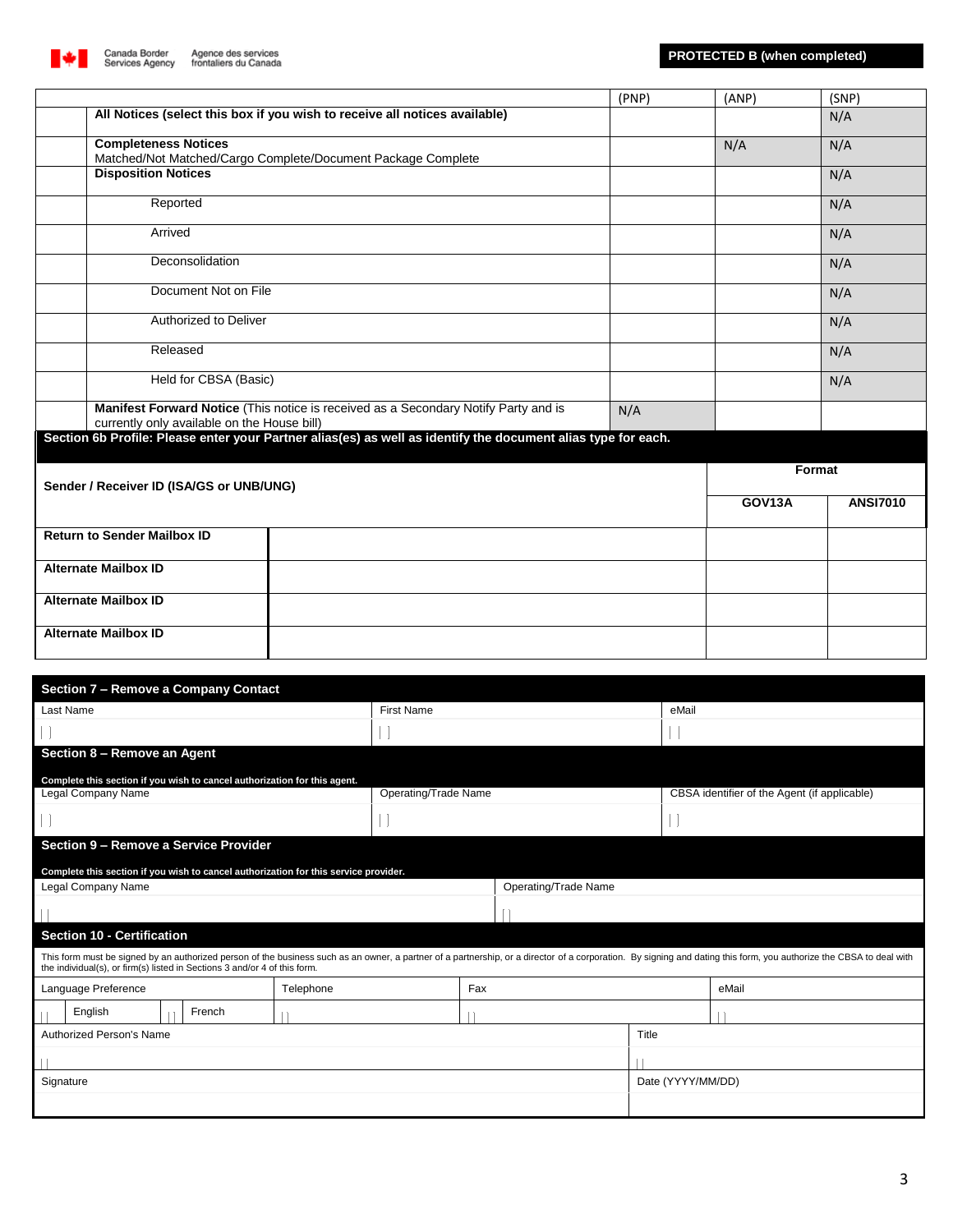PROTECTED B (when completed)

| | | (PNP) | (ANP) | (SNP) |
|---|---|---|---|---|
| | **All Notices (select this box if you wish to receive all notices available)** | | | N/A |
| | **Completeness Notices** Matched/Not Matched/Cargo Complete/Document Package Complete | | N/A | N/A |
| | **Disposition Notices** | | | N/A |
| | Reported | | | N/A |
| | Arrived | | | N/A |
| | Deconsolidation | | | N/A |
| | Document Not on File | | | N/A |
| | Authorized to Deliver | | | N/A |
| | Released | | | N/A |
| | Held for CBSA (Basic) | | | N/A |
| | **Manifest Forward Notice** (This notice is received as a Secondary Notify Party and is currently only available on the House bill) | N/A | | |

## Section 6b Profile: Please enter your Partner alias(es) as well as identify the document alias type for each.

| **Sender / Receiver ID (ISA/GS or UNB/UNG)** | | **Format** | |
|---|---|---|---|
| | | **GOV13A** | **ANSI7010** |
| **Return to Sender Mailbox ID** | | | |
| **Alternate Mailbox ID** | | | |
| **Alternate Mailbox ID** | | | |
| **Alternate Mailbox ID** | | | |

## Section 7 – Remove a Company Contact

| Last Name | First Name | eMail |
|---|---|---|
| | | |

## Section 8 – Remove an Agent

**Complete this section if you wish to cancel authorization for this agent.**

| Legal Company Name | Operating/Trade Name | CBSA identifier of the Agent (if applicable) |
|---|---|---|
| | | |

## Section 9 – Remove a Service Provider

**Complete this section if you wish to cancel authorization for this service provider.**

| Legal Company Name | Operating/Trade Name |
|---|---|
| | |

## Section 10 - Certification

This form must be signed by an authorized person of the business such as an owner, a partner of a partnership, or a director of a corporation. By signing and dating this form, you authorize the CBSA to deal with the individual(s), or firm(s) listed in Sections 3 and/or 4 of this form.

| Language Preference | | Telephone | Fax | eMail |
|---|---|---|---|---|
| English | French | | | |

| Authorized Person's Name | Title |
|---|---|
| | |
| **Signature** | **Date (YYYY/MM/DD)** |
| | |